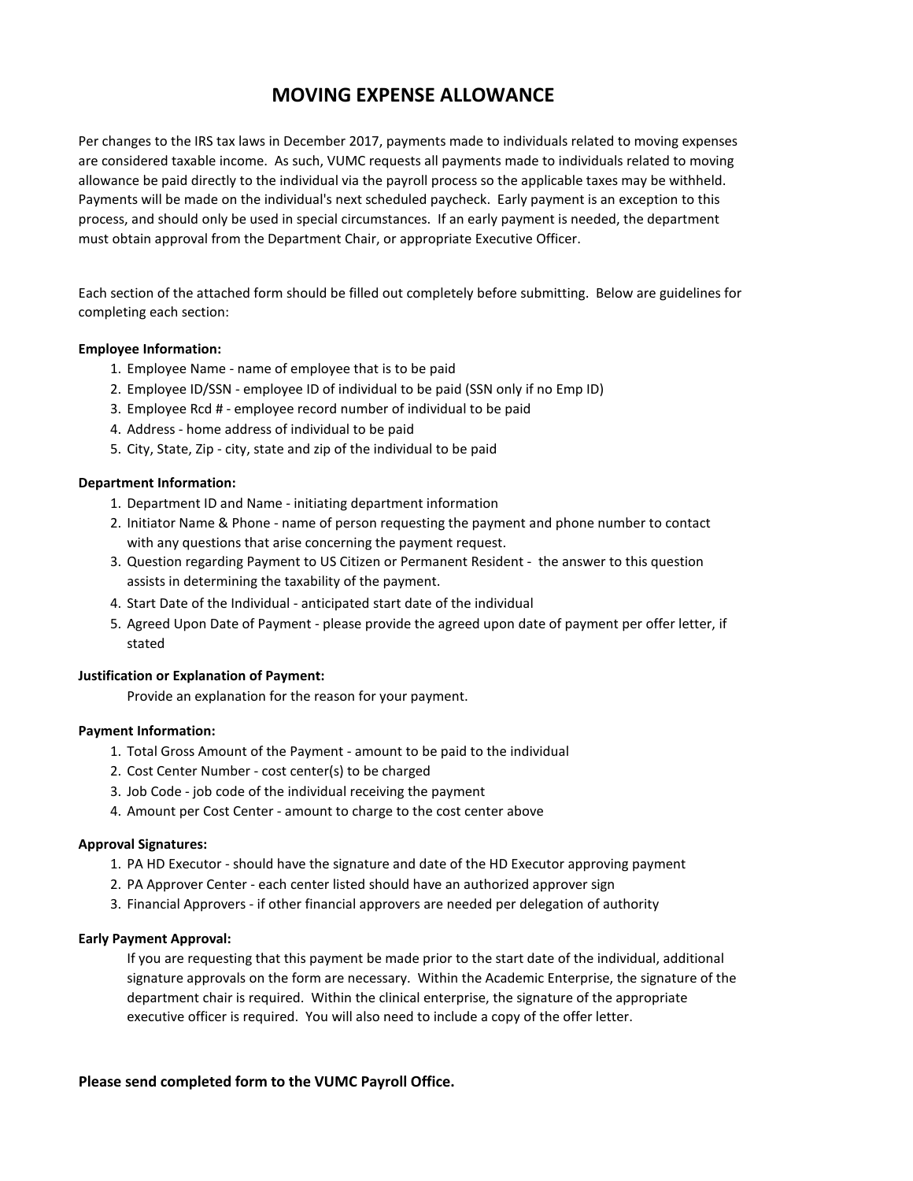# MOVING EXPENSE ALLOWANCE

Per changes to the IRS tax laws in December 2017, payments made to individuals related to moving expenses are considered taxable income. As such, VUMC requests all payments made to individuals related to moving allowance be paid directly to the individual via the payroll process so the applicable taxes may be withheld. Payments will be made on the individual's next scheduled paycheck. Early payment is an exception to this process, and should only be used in special circumstances. If an early payment is needed, the department must obtain approval from the Department Chair, or appropriate Executive Officer.

Each section of the attached form should be filled out completely before submitting. Below are guidelines for completing each section:

**Employee Information:**

1. Employee Name - name of employee that is to be paid
2. Employee ID/SSN - employee ID of individual to be paid (SSN only if no Emp ID)
3. Employee Rcd # - employee record number of individual to be paid
4. Address - home address of individual to be paid
5. City, State, Zip - city, state and zip of the individual to be paid

**Department Information:**

1. Department ID and Name - initiating department information
2. Initiator Name & Phone - name of person requesting the payment and phone number to contact with any questions that arise concerning the payment request.
3. Question regarding Payment to US Citizen or Permanent Resident - the answer to this question assists in determining the taxability of the payment.
4. Start Date of the Individual - anticipated start date of the individual
5. Agreed Upon Date of Payment - please provide the agreed upon date of payment per offer letter, if stated

**Justification or Explanation of Payment:**

Provide an explanation for the reason for your payment.

**Payment Information:**

1. Total Gross Amount of the Payment - amount to be paid to the individual
2. Cost Center Number - cost center(s) to be charged
3. Job Code - job code of the individual receiving the payment
4. Amount per Cost Center - amount to charge to the cost center above

**Approval Signatures:**

1. PA HD Executor - should have the signature and date of the HD Executor approving payment
2. PA Approver Center - each center listed should have an authorized approver sign
3. Financial Approvers - if other financial approvers are needed per delegation of authority

**Early Payment Approval:**

If you are requesting that this payment be made prior to the start date of the individual, additional signature approvals on the form are necessary. Within the Academic Enterprise, the signature of the department chair is required. Within the clinical enterprise, the signature of the appropriate executive officer is required. You will also need to include a copy of the offer letter.

**Please send completed form to the VUMC Payroll Office.**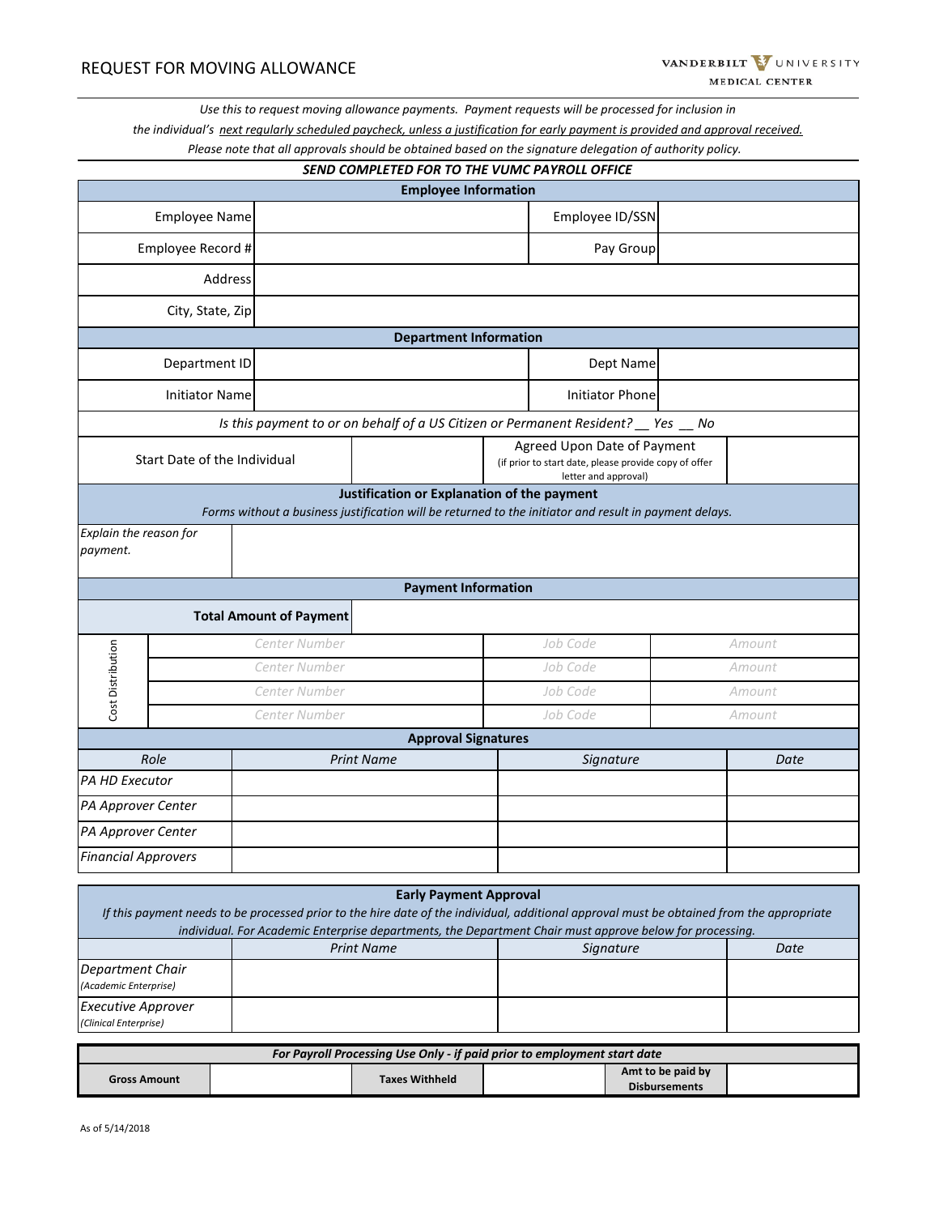# REQUEST FOR MOVING ALLOWANCE

VANDERBILT UNIVERSITY MEDICAL CENTER

*Use this to request moving allowance payments. Payment requests will be processed for inclusion in the individual's next regularly scheduled paycheck, unless a justification for early payment is provided and approval received.*

*Please note that all approvals should be obtained based on the signature delegation of authority policy.*

***SEND COMPLETED FOR TO THE VUMC PAYROLL OFFICE***

| | | | |
|---|---|---|---|
| **Employee Information** | | | |
| Employee Name | | Employee ID/SSN | |
| Employee Record # | | Pay Group | |
| Address | | | |
| City, State, Zip | | | |
| **Department Information** | | | |
| Department ID | | Dept Name | |
| Initiator Name | | Initiator Phone | |

*Is this payment to or on behalf of a US Citizen or Permanent Resident? __ Yes __ No*

| | | | |
|---|---|---|---|
| Start Date of the Individual | | Agreed Upon Date of Payment (if prior to start date, please provide copy of offer letter and approval) | |

**Justification or Explanation of the payment**

*Forms without a business justification will be returned to the initiator and result in payment delays.*

| | |
|---|---|
| *Explain the reason for payment.* | |

**Payment Information**

| | | | |
|---|---|---|---|
| **Total Amount of Payment** | | | |
| Cost Distribution | Center Number | Job Code | Amount |
| | Center Number | Job Code | Amount |
| | Center Number | Job Code | Amount |
| | Center Number | Job Code | Amount |

**Approval Signatures**

| *Role* | *Print Name* | *Signature* | *Date* |
|---|---|---|---|
| *PA HD Executor* | | | |
| *PA Approver Center* | | | |
| *PA Approver Center* | | | |
| *Financial Approvers* | | | |

**Early Payment Approval**

*If this payment needs to be processed prior to the hire date of the individual, additional approval must be obtained from the appropriate individual. For Academic Enterprise departments, the Department Chair must approve below for processing.*

| | *Print Name* | *Signature* | *Date* |
|---|---|---|---|
| *Department Chair (Academic Enterprise)* | | | |
| *Executive Approver (Clinical Enterprise)* | | | |

***For Payroll Processing Use Only - if paid prior to employment start date***

| | | | | | |
|---|---|---|---|---|---|
| **Gross Amount** | | **Taxes Withheld** | | **Amt to be paid by Disbursements** | |

As of 5/14/2018